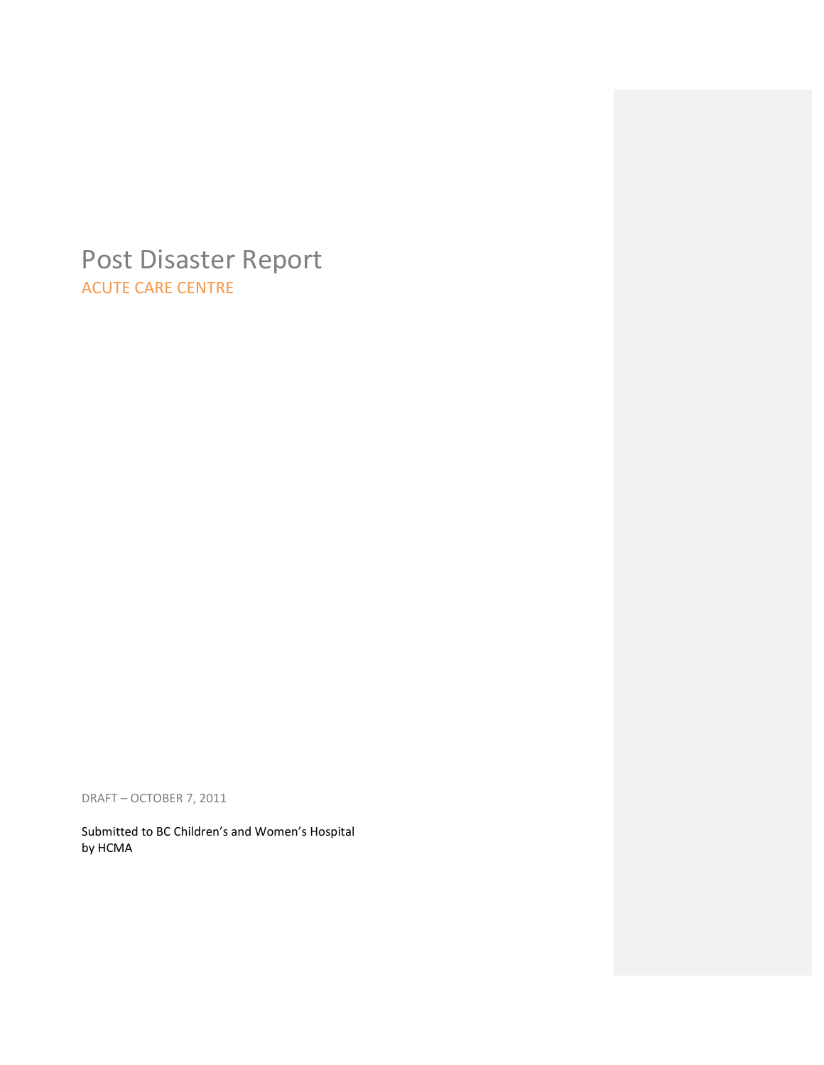# Post Disaster Report

## ACUTE CARE CENTRE

DRAFT – OCTOBER 7, 2011

Submitted to BC Children's and Women's Hospital
by HCMA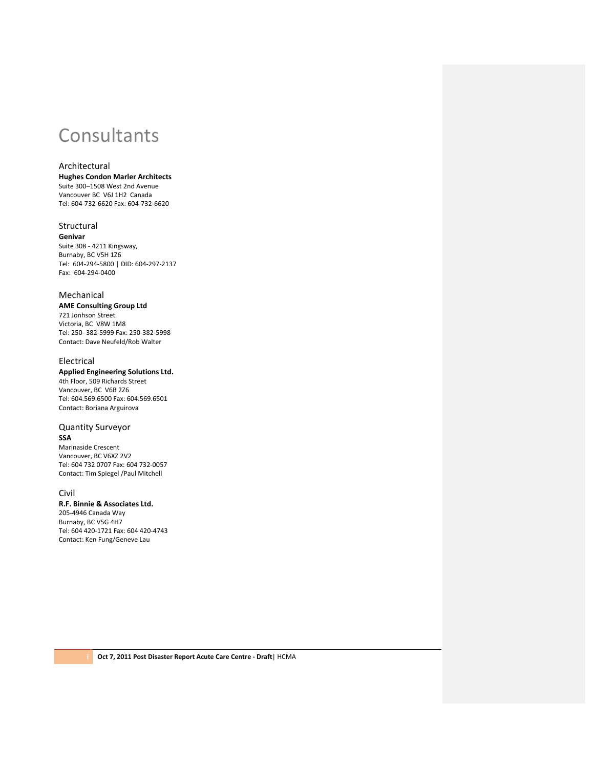# Consultants

## Architectural

**Hughes Condon Marler Architects**
Suite 300–1508 West 2nd Avenue
Vancouver BC V6J 1H2 Canada
Tel: 604-732-6620 Fax: 604-732-6620

## Structural

**Genivar**
Suite 308 - 4211 Kingsway,
Burnaby, BC V5H 1Z6
Tel: 604-294-5800 | DID: 604-297-2137
Fax: 604-294-0400

## Mechanical

**AME Consulting Group Ltd**
721 Jonhson Street
Victoria, BC V8W 1M8
Tel: 250- 382-5999 Fax: 250-382-5998
Contact: Dave Neufeld/Rob Walter

## Electrical

**Applied Engineering Solutions Ltd.**
4th Floor, 509 Richards Street
Vancouver, BC V6B 2Z6
Tel: 604.569.6500 Fax: 604.569.6501
Contact: Boriana Arguirova

## Quantity Surveyor

**SSA**
Marinaside Crescent
Vancouver, BC V6XZ 2V2
Tel: 604 732 0707 Fax: 604 732-0057
Contact: Tim Spiegel /Paul Mitchell

## Civil

**R.F. Binnie & Associates Ltd.**
205-4946 Canada Way
Burnaby, BC V5G 4H7
Tel: 604 420-1721 Fax: 604 420-4743
Contact: Ken Fung/Geneve Lau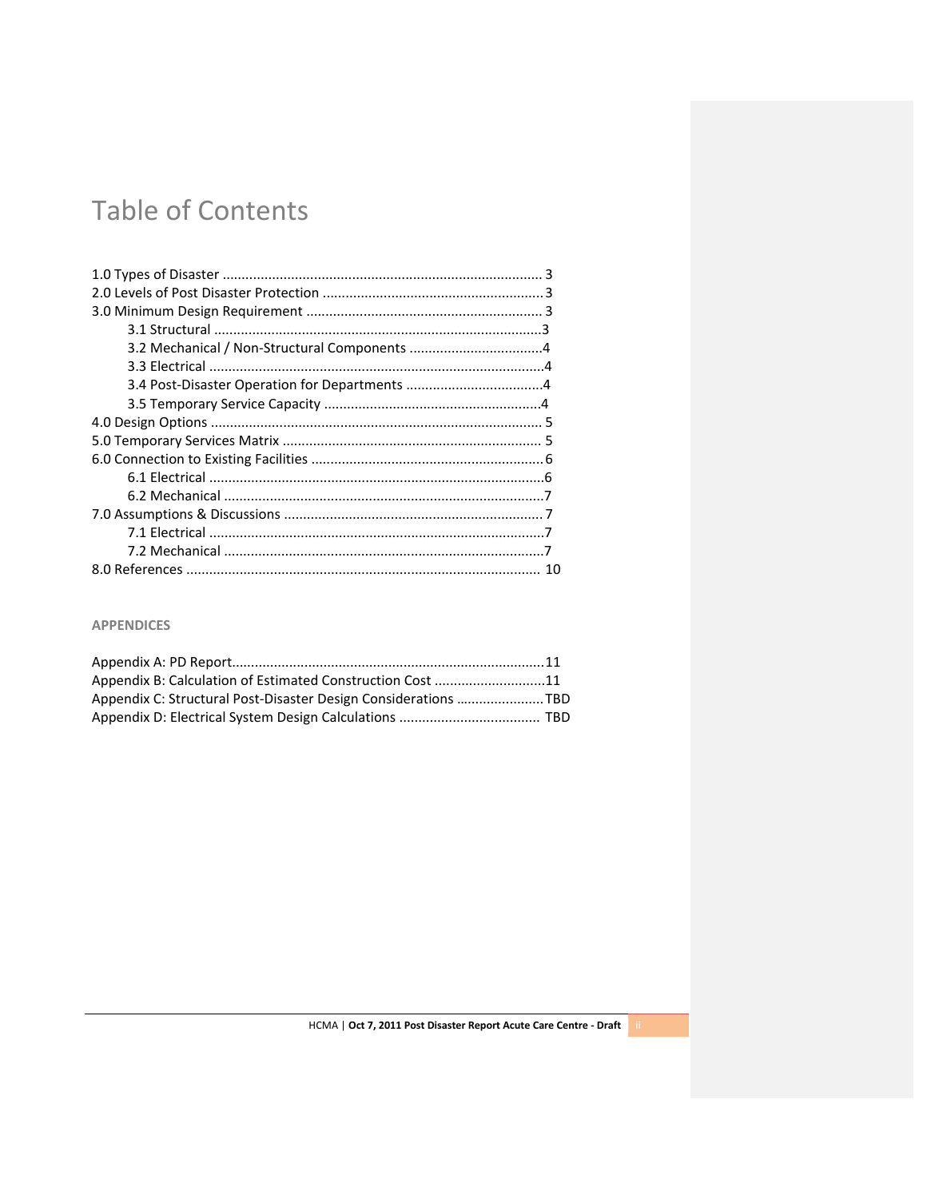# Table of Contents

1.0 Types of Disaster .................................................................................... 3
2.0 Levels of Post Disaster Protection ........................................................... 3
3.0 Minimum Design Requirement ............................................................... 3
- 3.1 Structural ........................................................................................ 3
- 3.2 Mechanical / Non-Structural Components ................................... 4
- 3.3 Electrical ......................................................................................... 4
- 3.4 Post-Disaster Operation for Departments ..................................... 4
- 3.5 Temporary Service Capacity .......................................................... 4

4.0 Design Options ....................................................................................... 5
5.0 Temporary Services Matrix ..................................................................... 5
6.0 Connection to Existing Facilities ............................................................. 6
- 6.1 Electrical ......................................................................................... 6
- 6.2 Mechanical ..................................................................................... 7

7.0 Assumptions & Discussions .................................................................... 7
- 7.1 Electrical ......................................................................................... 7
- 7.2 Mechanical ..................................................................................... 7

8.0 References ............................................................................................ 10

**APPENDICES**

Appendix A: PD Report.................................................................................. 11
Appendix B: Calculation of Estimated Construction Cost ............................. 11
Appendix C: Structural Post-Disaster Design Considerations ....................... TBD
Appendix D: Electrical System Design Calculations ..................................... TBD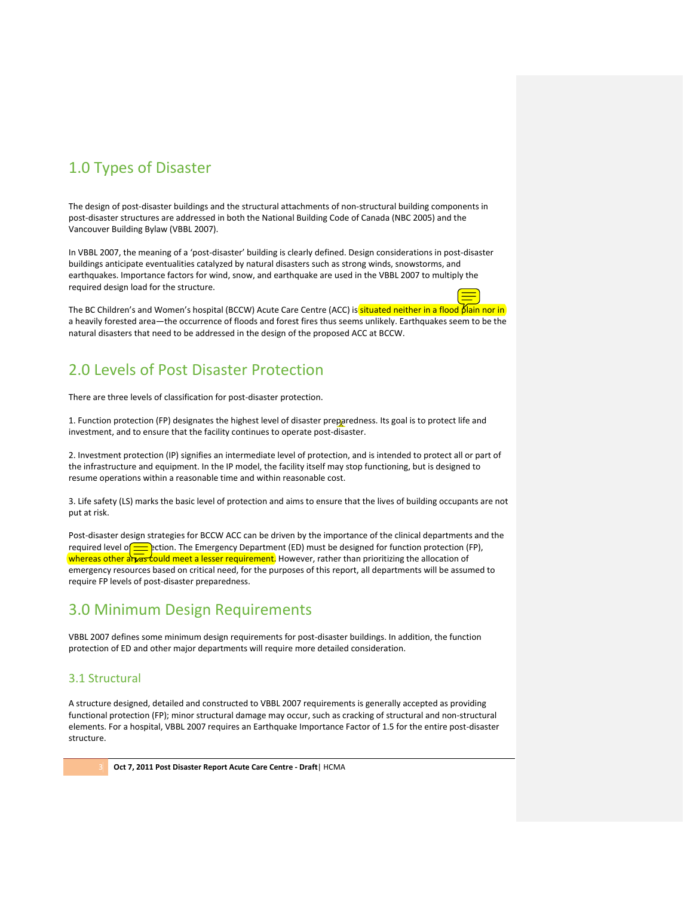## 1.0 Types of Disaster

The design of post-disaster buildings and the structural attachments of non-structural building components in post-disaster structures are addressed in both the National Building Code of Canada (NBC 2005) and the Vancouver Building Bylaw (VBBL 2007).

In VBBL 2007, the meaning of a 'post-disaster' building is clearly defined. Design considerations in post-disaster buildings anticipate eventualities catalyzed by natural disasters such as strong winds, snowstorms, and earthquakes. Importance factors for wind, snow, and earthquake are used in the VBBL 2007 to multiply the required design load for the structure.

The BC Children's and Women's hospital (BCCW) Acute Care Centre (ACC) is situated neither in a flood plain nor in a heavily forested area—the occurrence of floods and forest fires thus seems unlikely. Earthquakes seem to be the natural disasters that need to be addressed in the design of the proposed ACC at BCCW.

## 2.0 Levels of Post Disaster Protection

There are three levels of classification for post-disaster protection.

1. Function protection (FP) designates the highest level of disaster preparedness. Its goal is to protect life and investment, and to ensure that the facility continues to operate post-disaster.

2. Investment protection (IP) signifies an intermediate level of protection, and is intended to protect all or part of the infrastructure and equipment. In the IP model, the facility itself may stop functioning, but is designed to resume operations within a reasonable time and within reasonable cost.

3. Life safety (LS) marks the basic level of protection and aims to ensure that the lives of building occupants are not put at risk.

Post-disaster design strategies for BCCW ACC can be driven by the importance of the clinical departments and the required level of protection. The Emergency Department (ED) must be designed for function protection (FP), whereas other areas could meet a lesser requirement. However, rather than prioritizing the allocation of emergency resources based on critical need, for the purposes of this report, all departments will be assumed to require FP levels of post-disaster preparedness.

## 3.0 Minimum Design Requirements

VBBL 2007 defines some minimum design requirements for post-disaster buildings. In addition, the function protection of ED and other major departments will require more detailed consideration.

### 3.1 Structural

A structure designed, detailed and constructed to VBBL 2007 requirements is generally accepted as providing functional protection (FP); minor structural damage may occur, such as cracking of structural and non-structural elements. For a hospital, VBBL 2007 requires an Earthquake Importance Factor of 1.5 for the entire post-disaster structure.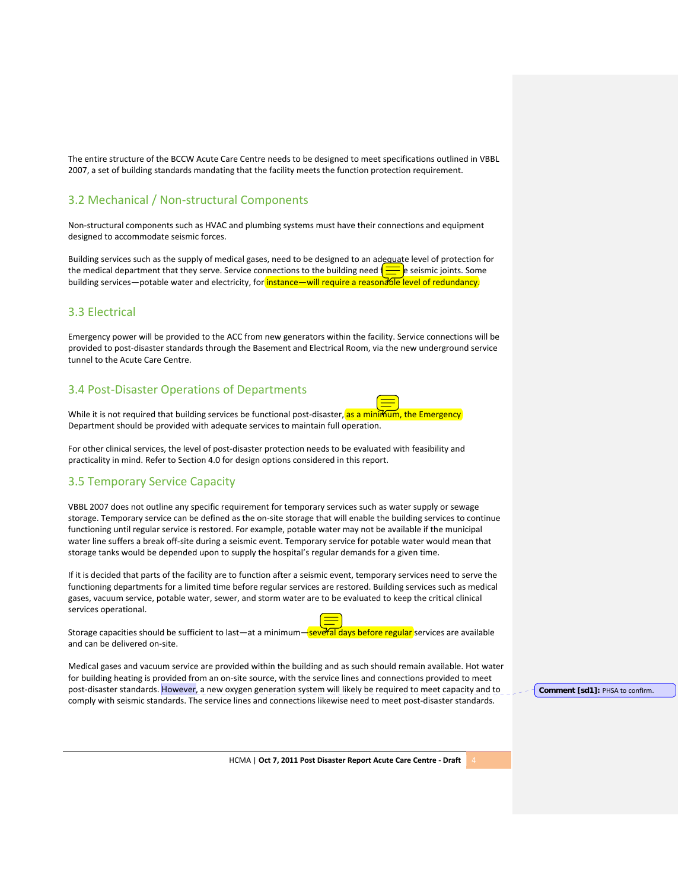The entire structure of the BCCW Acute Care Centre needs to be designed to meet specifications outlined in VBBL 2007, a set of building standards mandating that the facility meets the function protection requirement.

## 3.2 Mechanical / Non-structural Components

Non-structural components such as HVAC and plumbing systems must have their connections and equipment designed to accommodate seismic forces.

Building services such as the supply of medical gases, need to be designed to an adequate level of protection for the medical department that they serve. Service connections to the building need to the seismic joints. Some building services—potable water and electricity, for instance—will require a reasonable level of redundancy.

## 3.3 Electrical

Emergency power will be provided to the ACC from new generators within the facility. Service connections will be provided to post-disaster standards through the Basement and Electrical Room, via the new underground service tunnel to the Acute Care Centre.

## 3.4 Post-Disaster Operations of Departments

While it is not required that building services be functional post-disaster, as a minimum, the Emergency Department should be provided with adequate services to maintain full operation.

For other clinical services, the level of post-disaster protection needs to be evaluated with feasibility and practicality in mind. Refer to Section 4.0 for design options considered in this report.

## 3.5 Temporary Service Capacity

VBBL 2007 does not outline any specific requirement for temporary services such as water supply or sewage storage. Temporary service can be defined as the on-site storage that will enable the building services to continue functioning until regular service is restored. For example, potable water may not be available if the municipal water line suffers a break off-site during a seismic event. Temporary service for potable water would mean that storage tanks would be depended upon to supply the hospital's regular demands for a given time.

If it is decided that parts of the facility are to function after a seismic event, temporary services need to serve the functioning departments for a limited time before regular services are restored. Building services such as medical gases, vacuum service, potable water, sewer, and storm water are to be evaluated to keep the critical clinical services operational.

Storage capacities should be sufficient to last—at a minimum—several days before regular services are available and can be delivered on-site.

Medical gases and vacuum service are provided within the building and as such should remain available. Hot water for building heating is provided from an on-site source, with the service lines and connections provided to meet post-disaster standards. However, a new oxygen generation system will likely be required to meet capacity and to comply with seismic standards. The service lines and connections likewise need to meet post-disaster standards.

**Comment [sd1]:** PHSA to confirm.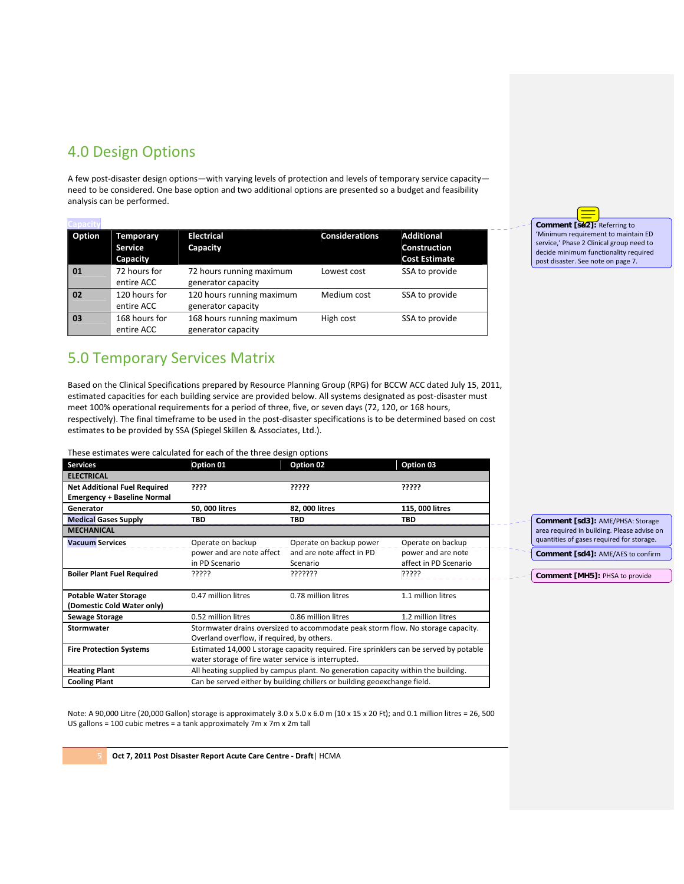# 4.0 Design Options

A few post-disaster design options—with varying levels of protection and levels of temporary service capacity—need to be considered. One base option and two additional options are presented so a budget and feasibility analysis can be performed.

Capacity

| Option | Temporary Service Capacity | Electrical Capacity | Considerations | Additional Construction Cost Estimate |
|---|---|---|---|---|
| 01 | 72 hours for entire ACC | 72 hours running maximum generator capacity | Lowest cost | SSA to provide |
| 02 | 120 hours for entire ACC | 120 hours running maximum generator capacity | Medium cost | SSA to provide |
| 03 | 168 hours for entire ACC | 168 hours running maximum generator capacity | High cost | SSA to provide |

Comment [sd2]: Referring to 'Minimum requirement to maintain ED service,' Phase 2 Clinical group need to decide minimum functionality required post disaster. See note on page 7.

# 5.0 Temporary Services Matrix

Based on the Clinical Specifications prepared by Resource Planning Group (RPG) for BCCW ACC dated July 15, 2011, estimated capacities for each building service are provided below. All systems designated as post-disaster must meet 100% operational requirements for a period of three, five, or seven days (72, 120, or 168 hours, respectively). The final timeframe to be used in the post-disaster specifications is to be determined based on cost estimates to be provided by SSA (Spiegel Skillen & Associates, Ltd.).

These estimates were calculated for each of the three design options

| Services | Option 01 | Option 02 | Option 03 |
|---|---|---|---|
| **ELECTRICAL** | | | |
| **Net Additional Fuel Required Emergency + Baseline Normal** | **????** | **?????** | **?????** |
| **Generator** | **50, 000 litres** | **82, 000 litres** | **115, 000 litres** |
| **Medical Gases Supply** | **TBD** | **TBD** | **TBD** |
| **MECHANICAL** | | | |
| **Vacuum Services** | Operate on backup power and are note affect in PD Scenario | Operate on backup power and are note affect in PD Scenario | Operate on backup power and are note affect in PD Scenario |
| **Boiler Plant Fuel Required** | ????? | ??????? | ????? |
| **Potable Water Storage (Domestic Cold Water only)** | 0.47 million litres | 0.78 million litres | 1.1 million litres |
| **Sewage Storage** | 0.52 million litres | 0.86 million litres | 1.2 million litres |
| **Stormwater** | Stormwater drains oversized to accommodate peak storm flow. No storage capacity. Overland overflow, if required, by others. | | |
| **Fire Protection Systems** | Estimated 14,000 L storage capacity required. Fire sprinklers can be served by potable water storage of fire water service is interrupted. | | |
| **Heating Plant** | All heating supplied by campus plant. No generation capacity within the building. | | |
| **Cooling Plant** | Can be served either by building chillers or building geoexchange field. | | |

Comment [sd3]: AME/PHSA: Storage area required in building. Please advise on quantities of gases required for storage.

Comment [sd4]: AME/AES to confirm

Comment [MH5]: PHSA to provide

Note: A 90,000 Litre (20,000 Gallon) storage is approximately 3.0 x 5.0 x 6.0 m (10 x 15 x 20 Ft); and 0.1 million litres = 26, 500 US gallons = 100 cubic metres = a tank approximately 7m x 7m x 2m tall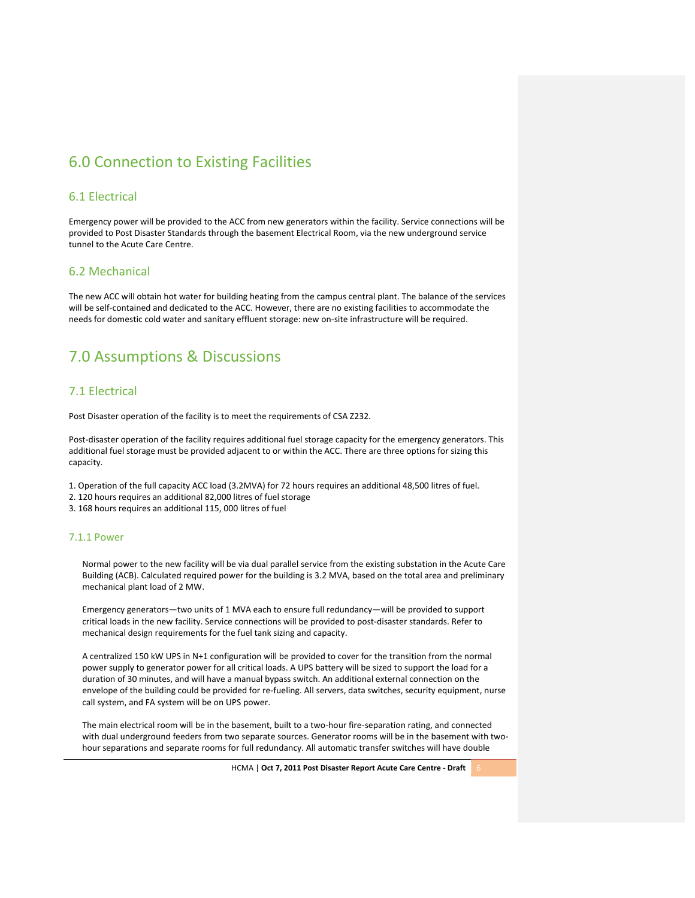# 6.0 Connection to Existing Facilities

## 6.1 Electrical

Emergency power will be provided to the ACC from new generators within the facility. Service connections will be provided to Post Disaster Standards through the basement Electrical Room, via the new underground service tunnel to the Acute Care Centre.

## 6.2 Mechanical

The new ACC will obtain hot water for building heating from the campus central plant. The balance of the services will be self-contained and dedicated to the ACC. However, there are no existing facilities to accommodate the needs for domestic cold water and sanitary effluent storage: new on-site infrastructure will be required.

# 7.0 Assumptions & Discussions

## 7.1 Electrical

Post Disaster operation of the facility is to meet the requirements of CSA Z232.

Post-disaster operation of the facility requires additional fuel storage capacity for the emergency generators. This additional fuel storage must be provided adjacent to or within the ACC. There are three options for sizing this capacity.

1. Operation of the full capacity ACC load (3.2MVA) for 72 hours requires an additional 48,500 litres of fuel.
2. 120 hours requires an additional 82,000 litres of fuel storage
3. 168 hours requires an additional 115, 000 litres of fuel

### 7.1.1 Power

Normal power to the new facility will be via dual parallel service from the existing substation in the Acute Care Building (ACB). Calculated required power for the building is 3.2 MVA, based on the total area and preliminary mechanical plant load of 2 MW.

Emergency generators—two units of 1 MVA each to ensure full redundancy—will be provided to support critical loads in the new facility. Service connections will be provided to post-disaster standards. Refer to mechanical design requirements for the fuel tank sizing and capacity.

A centralized 150 kW UPS in N+1 configuration will be provided to cover for the transition from the normal power supply to generator power for all critical loads. A UPS battery will be sized to support the load for a duration of 30 minutes, and will have a manual bypass switch. An additional external connection on the envelope of the building could be provided for re-fueling. All servers, data switches, security equipment, nurse call system, and FA system will be on UPS power.

The main electrical room will be in the basement, built to a two-hour fire-separation rating, and connected with dual underground feeders from two separate sources. Generator rooms will be in the basement with two-hour separations and separate rooms for full redundancy. All automatic transfer switches will have double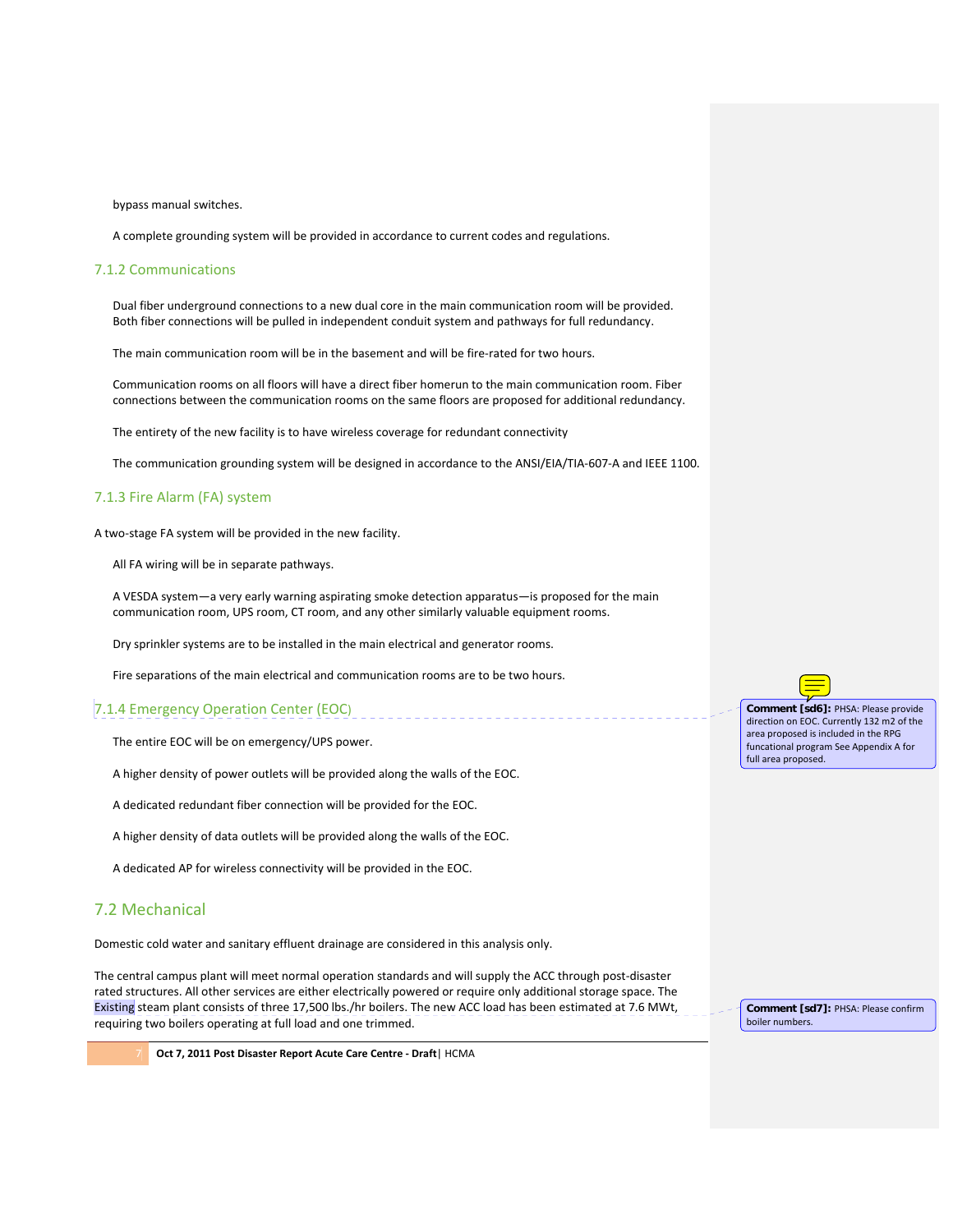bypass manual switches.

A complete grounding system will be provided in accordance to current codes and regulations.

### 7.1.2 Communications

Dual fiber underground connections to a new dual core in the main communication room will be provided. Both fiber connections will be pulled in independent conduit system and pathways for full redundancy.

The main communication room will be in the basement and will be fire-rated for two hours.

Communication rooms on all floors will have a direct fiber homerun to the main communication room. Fiber connections between the communication rooms on the same floors are proposed for additional redundancy.

The entirety of the new facility is to have wireless coverage for redundant connectivity

The communication grounding system will be designed in accordance to the ANSI/EIA/TIA-607-A and IEEE 1100.

### 7.1.3 Fire Alarm (FA) system

A two-stage FA system will be provided in the new facility.

All FA wiring will be in separate pathways.

A VESDA system—a very early warning aspirating smoke detection apparatus—is proposed for the main communication room, UPS room, CT room, and any other similarly valuable equipment rooms.

Dry sprinkler systems are to be installed in the main electrical and generator rooms.

Fire separations of the main electrical and communication rooms are to be two hours.

### 7.1.4 Emergency Operation Center (EOC)

**Comment [sd6]:** PHSA: Please provide direction on EOC. Currently 132 m2 of the area proposed is included in the RPG funcational program See Appendix A for full area proposed.

The entire EOC will be on emergency/UPS power.

A higher density of power outlets will be provided along the walls of the EOC.

A dedicated redundant fiber connection will be provided for the EOC.

A higher density of data outlets will be provided along the walls of the EOC.

A dedicated AP for wireless connectivity will be provided in the EOC.

## 7.2 Mechanical

Domestic cold water and sanitary effluent drainage are considered in this analysis only.

The central campus plant will meet normal operation standards and will supply the ACC through post-disaster rated structures. All other services are either electrically powered or require only additional storage space. The Existing steam plant consists of three 17,500 lbs./hr boilers. The new ACC load has been estimated at 7.6 MWt, requiring two boilers operating at full load and one trimmed.

**Comment [sd7]:** PHSA: Please confirm boiler numbers.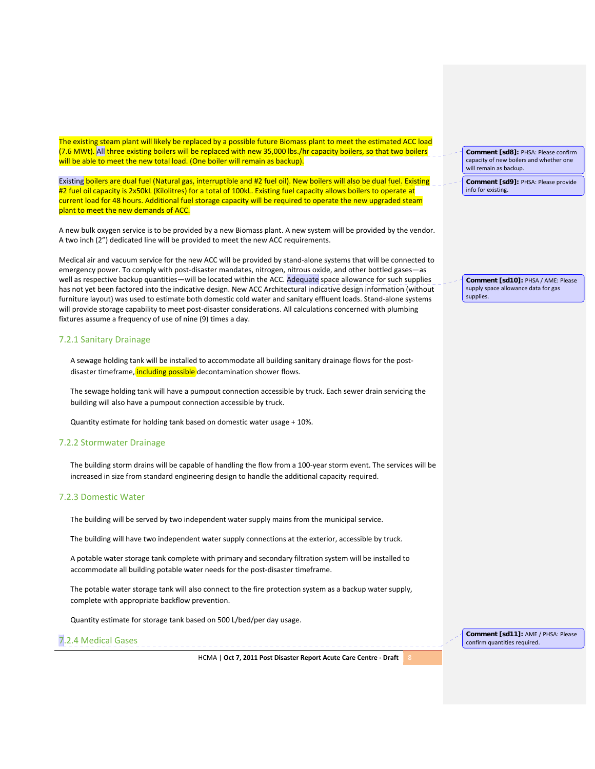The existing steam plant will likely be replaced by a possible future Biomass plant to meet the estimated ACC load (7.6 MWt). All three existing boilers will be replaced with new 35,000 lbs./hr capacity boilers, so that two boilers will be able to meet the new total load. (One boiler will remain as backup).

Existing boilers are dual fuel (Natural gas, interruptible and #2 fuel oil). New boilers will also be dual fuel. Existing #2 fuel oil capacity is 2x50kL (Kilolitres) for a total of 100kL. Existing fuel capacity allows boilers to operate at current load for 48 hours. Additional fuel storage capacity will be required to operate the new upgraded steam plant to meet the new demands of ACC.

A new bulk oxygen service is to be provided by a new Biomass plant. A new system will be provided by the vendor. A two inch (2") dedicated line will be provided to meet the new ACC requirements.

Medical air and vacuum service for the new ACC will be provided by stand-alone systems that will be connected to emergency power. To comply with post-disaster mandates, nitrogen, nitrous oxide, and other bottled gases—as well as respective backup quantities—will be located within the ACC. Adequate space allowance for such supplies has not yet been factored into the indicative design. New ACC Architectural indicative design information (without furniture layout) was used to estimate both domestic cold water and sanitary effluent loads. Stand-alone systems will provide storage capability to meet post-disaster considerations. All calculations concerned with plumbing fixtures assume a frequency of use of nine (9) times a day.

### 7.2.1 Sanitary Drainage

A sewage holding tank will be installed to accommodate all building sanitary drainage flows for the post-disaster timeframe, including possible decontamination shower flows.

The sewage holding tank will have a pumpout connection accessible by truck. Each sewer drain servicing the building will also have a pumpout connection accessible by truck.

Quantity estimate for holding tank based on domestic water usage + 10%.

### 7.2.2 Stormwater Drainage

The building storm drains will be capable of handling the flow from a 100-year storm event. The services will be increased in size from standard engineering design to handle the additional capacity required.

### 7.2.3 Domestic Water

The building will be served by two independent water supply mains from the municipal service.

The building will have two independent water supply connections at the exterior, accessible by truck.

A potable water storage tank complete with primary and secondary filtration system will be installed to accommodate all building potable water needs for the post-disaster timeframe.

The potable water storage tank will also connect to the fire protection system as a backup water supply, complete with appropriate backflow prevention.

Quantity estimate for storage tank based on 500 L/bed/per day usage.

### 7.2.4 Medical Gases

**Comment [sd8]:** PHSA: Please confirm capacity of new boilers and whether one will remain as backup.

**Comment [sd9]:** PHSA: Please provide info for existing.

**Comment [sd10]:** PHSA / AME: Please supply space allowance data for gas supplies.

**Comment [sd11]:** AME / PHSA: Please confirm quantities required.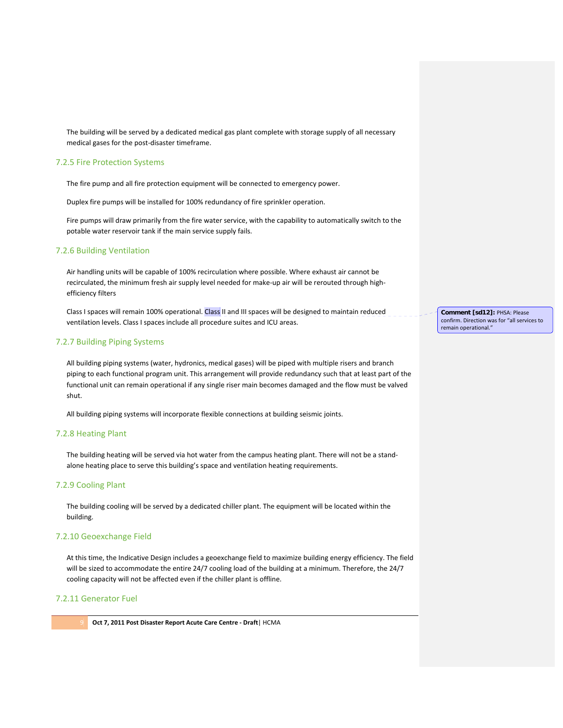The building will be served by a dedicated medical gas plant complete with storage supply of all necessary medical gases for the post-disaster timeframe.

### 7.2.5 Fire Protection Systems

The fire pump and all fire protection equipment will be connected to emergency power.

Duplex fire pumps will be installed for 100% redundancy of fire sprinkler operation.

Fire pumps will draw primarily from the fire water service, with the capability to automatically switch to the potable water reservoir tank if the main service supply fails.

### 7.2.6 Building Ventilation

Air handling units will be capable of 100% recirculation where possible. Where exhaust air cannot be recirculated, the minimum fresh air supply level needed for make-up air will be rerouted through high-efficiency filters

Class I spaces will remain 100% operational. Class II and III spaces will be designed to maintain reduced ventilation levels. Class I spaces include all procedure suites and ICU areas.

**Comment [sd12]:** PHSA: Please confirm. Direction was for "all services to remain operational."

### 7.2.7 Building Piping Systems

All building piping systems (water, hydronics, medical gases) will be piped with multiple risers and branch piping to each functional program unit. This arrangement will provide redundancy such that at least part of the functional unit can remain operational if any single riser main becomes damaged and the flow must be valved shut.

All building piping systems will incorporate flexible connections at building seismic joints.

### 7.2.8 Heating Plant

The building heating will be served via hot water from the campus heating plant. There will not be a stand-alone heating place to serve this building's space and ventilation heating requirements.

### 7.2.9 Cooling Plant

The building cooling will be served by a dedicated chiller plant. The equipment will be located within the building.

### 7.2.10 Geoexchange Field

At this time, the Indicative Design includes a geoexchange field to maximize building energy efficiency. The field will be sized to accommodate the entire 24/7 cooling load of the building at a minimum. Therefore, the 24/7 cooling capacity will not be affected even if the chiller plant is offline.

### 7.2.11 Generator Fuel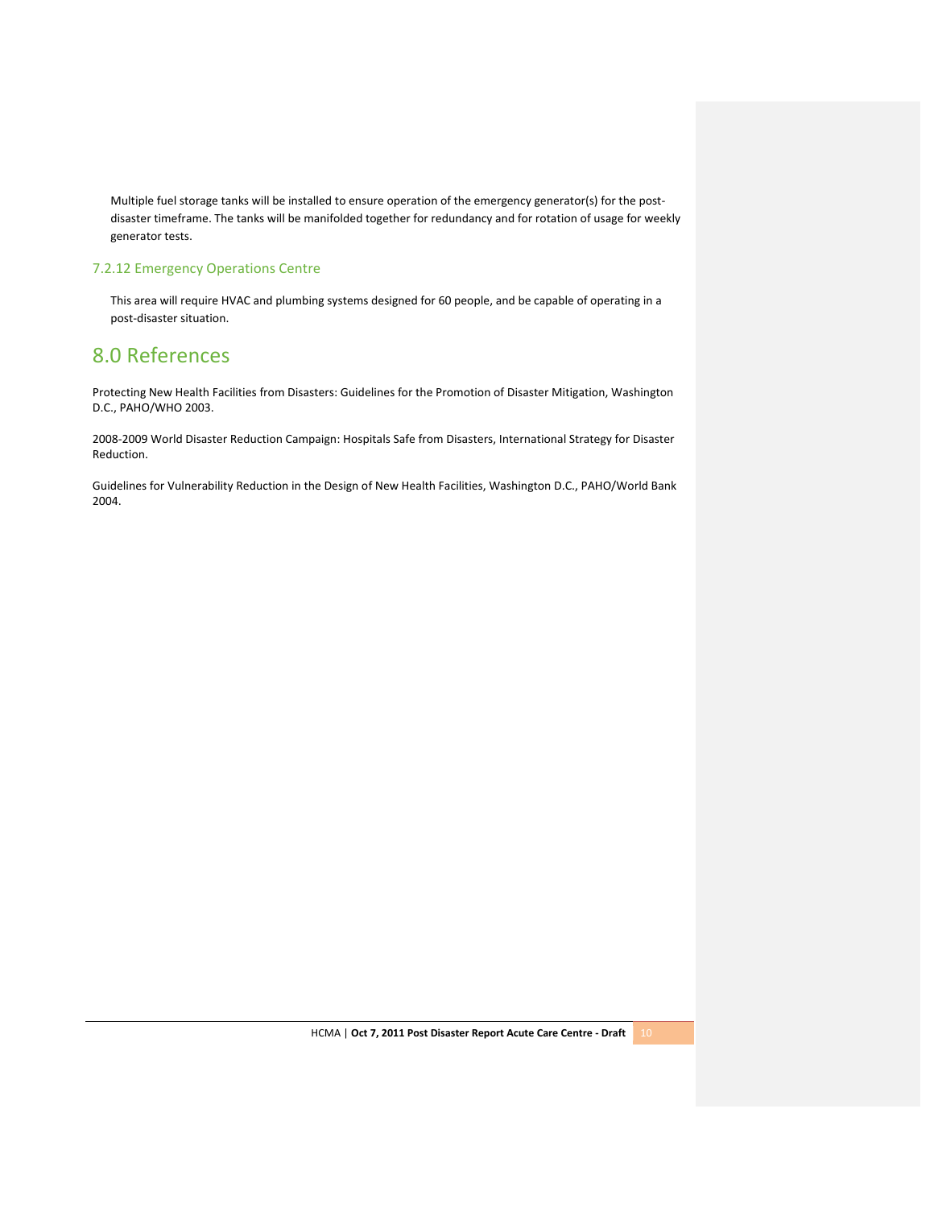Multiple fuel storage tanks will be installed to ensure operation of the emergency generator(s) for the post-disaster timeframe. The tanks will be manifolded together for redundancy and for rotation of usage for weekly generator tests.

### 7.2.12 Emergency Operations Centre

This area will require HVAC and plumbing systems designed for 60 people, and be capable of operating in a post-disaster situation.

# 8.0 References

Protecting New Health Facilities from Disasters: Guidelines for the Promotion of Disaster Mitigation, Washington D.C., PAHO/WHO 2003.

2008-2009 World Disaster Reduction Campaign: Hospitals Safe from Disasters, International Strategy for Disaster Reduction.

Guidelines for Vulnerability Reduction in the Design of New Health Facilities, Washington D.C., PAHO/World Bank 2004.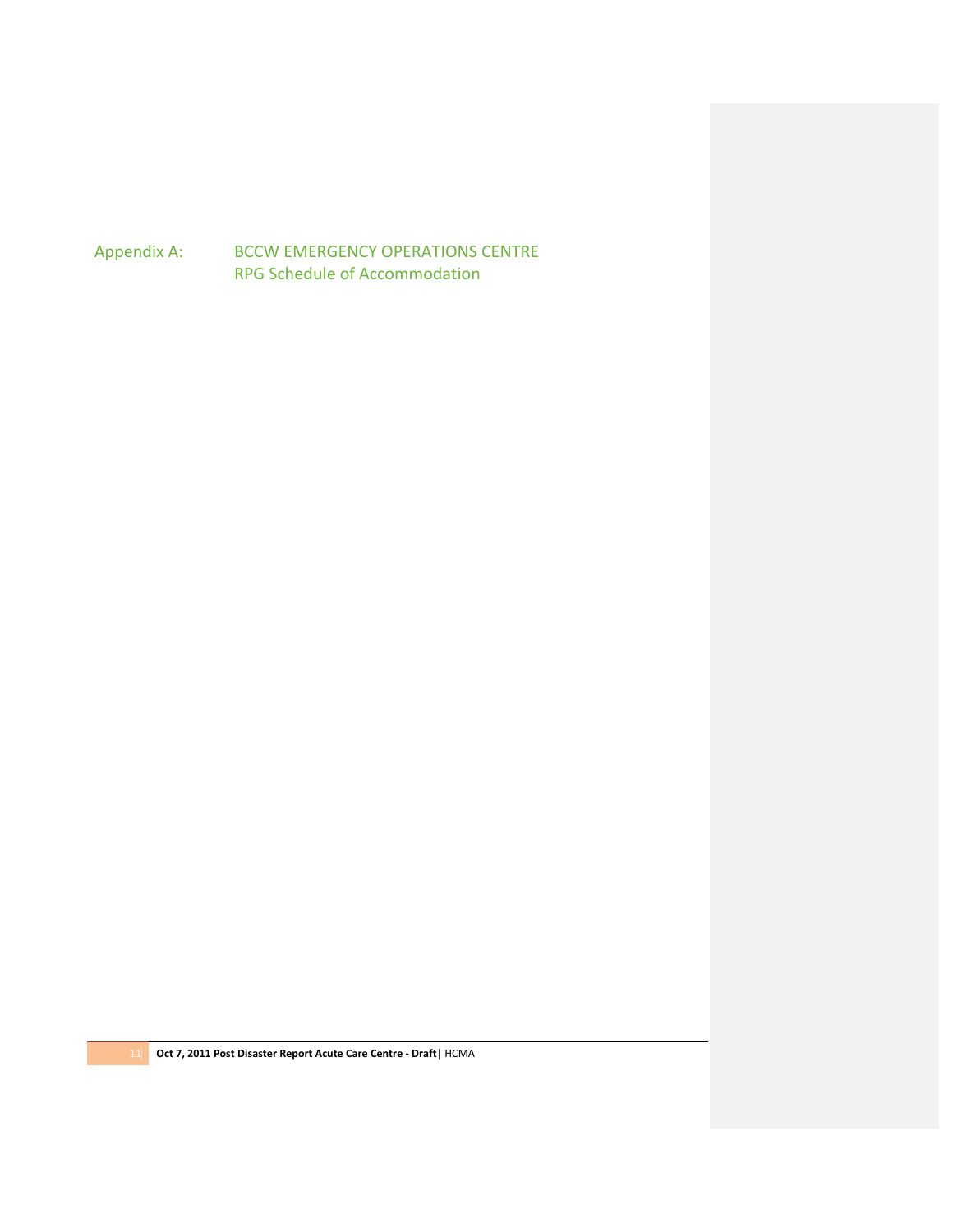## Appendix A: BCCW EMERGENCY OPERATIONS CENTRE RPG Schedule of Accommodation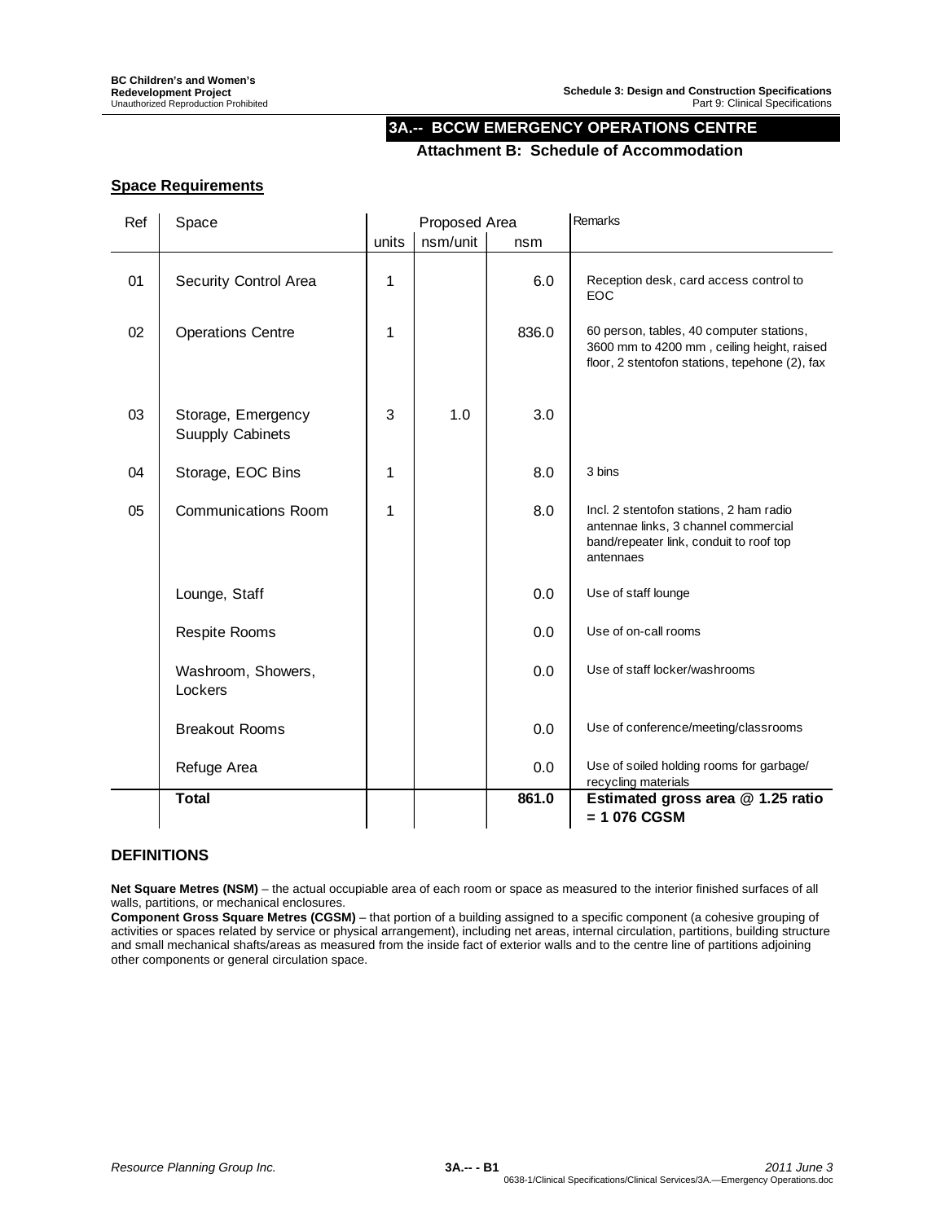## 3A.-- BCCW EMERGENCY OPERATIONS CENTRE

### Attachment B: Schedule of Accommodation

**Space Requirements**

| Ref | Space | Proposed Area | | | Remarks |
|---|---|---|---|---|---|
| | | units | nsm/unit | nsm | |
| 01 | Security Control Area | 1 | | 6.0 | Reception desk, card access control to EOC |
| 02 | Operations Centre | 1 | | 836.0 | 60 person, tables, 40 computer stations, 3600 mm to 4200 mm , ceiling height, raised floor, 2 stentofon stations, tepehone (2), fax |
| 03 | Storage, Emergency Suupply Cabinets | 3 | 1.0 | 3.0 | |
| 04 | Storage, EOC Bins | 1 | | 8.0 | 3 bins |
| 05 | Communications Room | 1 | | 8.0 | Incl. 2 stentofon stations, 2 ham radio antennae links, 3 channel commercial band/repeater link, conduit to roof top antennaes |
| | Lounge, Staff | | | 0.0 | Use of staff lounge |
| | Respite Rooms | | | 0.0 | Use of on-call rooms |
| | Washroom, Showers, Lockers | | | 0.0 | Use of staff locker/washrooms |
| | Breakout Rooms | | | 0.0 | Use of conference/meeting/classrooms |
| | Refuge Area | | | 0.0 | Use of soiled holding rooms for garbage/ recycling materials |
| | **Total** | | | **861.0** | **Estimated gross area @ 1.25 ratio = 1 076 CGSM** |

### DEFINITIONS

**Net Square Metres (NSM)** – the actual occupiable area of each room or space as measured to the interior finished surfaces of all walls, partitions, or mechanical enclosures.

**Component Gross Square Metres (CGSM)** – that portion of a building assigned to a specific component (a cohesive grouping of activities or spaces related by service or physical arrangement), including net areas, internal circulation, partitions, building structure and small mechanical shafts/areas as measured from the inside fact of exterior walls and to the centre line of partitions adjoining other components or general circulation space.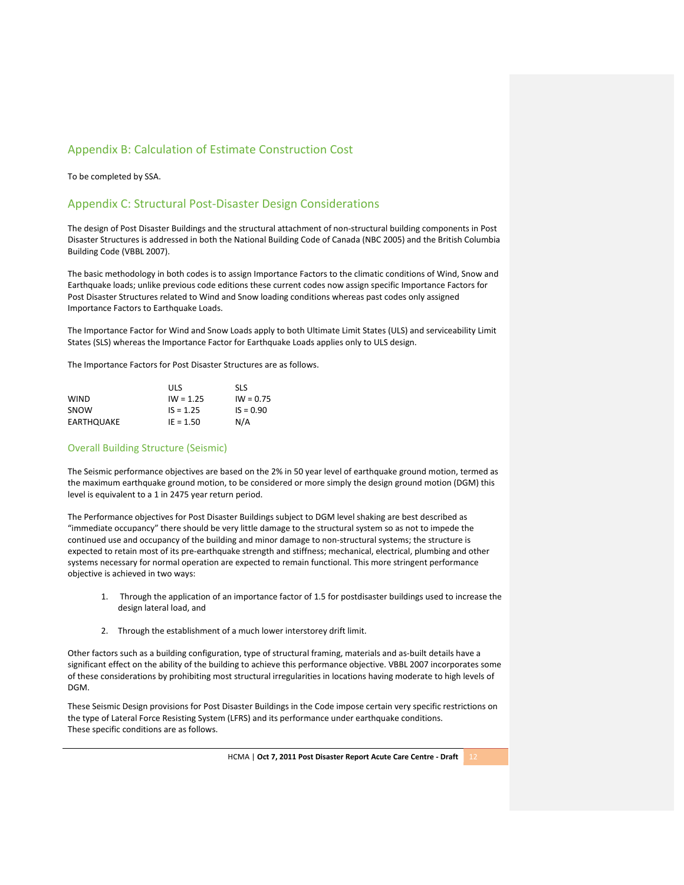## Appendix B: Calculation of Estimate Construction Cost

To be completed by SSA.

## Appendix C: Structural Post-Disaster Design Considerations

The design of Post Disaster Buildings and the structural attachment of non-structural building components in Post Disaster Structures is addressed in both the National Building Code of Canada (NBC 2005) and the British Columbia Building Code (VBBL 2007).

The basic methodology in both codes is to assign Importance Factors to the climatic conditions of Wind, Snow and Earthquake loads; unlike previous code editions these current codes now assign specific Importance Factors for Post Disaster Structures related to Wind and Snow loading conditions whereas past codes only assigned Importance Factors to Earthquake Loads.

The Importance Factor for Wind and Snow Loads apply to both Ultimate Limit States (ULS) and serviceability Limit States (SLS) whereas the Importance Factor for Earthquake Loads applies only to ULS design.

The Importance Factors for Post Disaster Structures are as follows.

| | ULS | SLS |
|---|---|---|
| WIND | IW = 1.25 | IW = 0.75 |
| SNOW | IS = 1.25 | IS = 0.90 |
| EARTHQUAKE | IE = 1.50 | N/A |

### Overall Building Structure (Seismic)

The Seismic performance objectives are based on the 2% in 50 year level of earthquake ground motion, termed as the maximum earthquake ground motion, to be considered or more simply the design ground motion (DGM) this level is equivalent to a 1 in 2475 year return period.

The Performance objectives for Post Disaster Buildings subject to DGM level shaking are best described as "immediate occupancy" there should be very little damage to the structural system so as not to impede the continued use and occupancy of the building and minor damage to non-structural systems; the structure is expected to retain most of its pre-earthquake strength and stiffness; mechanical, electrical, plumbing and other systems necessary for normal operation are expected to remain functional. This more stringent performance objective is achieved in two ways:

1. Through the application of an importance factor of 1.5 for postdisaster buildings used to increase the design lateral load, and
2. Through the establishment of a much lower interstorey drift limit.

Other factors such as a building configuration, type of structural framing, materials and as-built details have a significant effect on the ability of the building to achieve this performance objective. VBBL 2007 incorporates some of these considerations by prohibiting most structural irregularities in locations having moderate to high levels of DGM.

These Seismic Design provisions for Post Disaster Buildings in the Code impose certain very specific restrictions on the type of Lateral Force Resisting System (LFRS) and its performance under earthquake conditions. These specific conditions are as follows.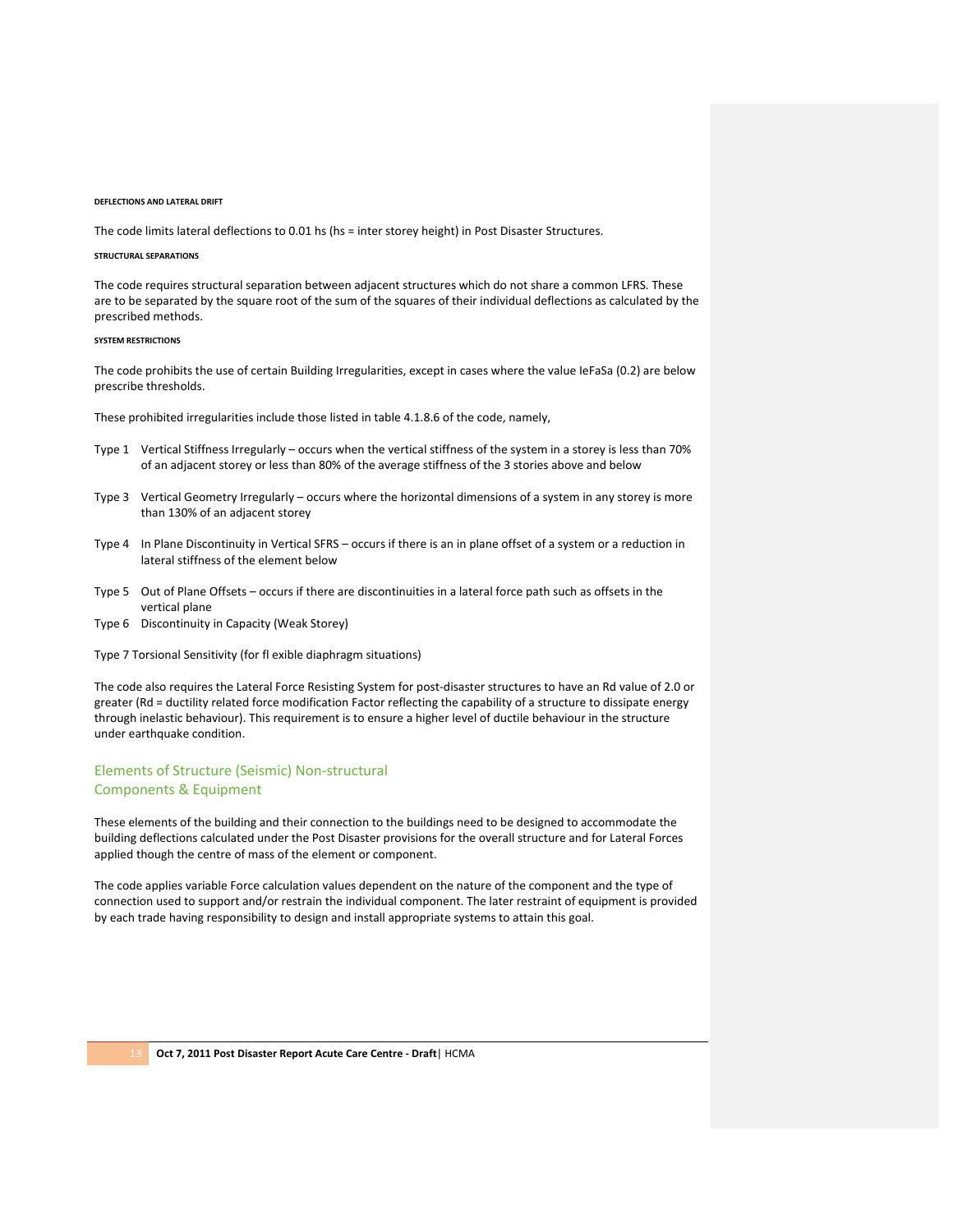#### DEFLECTIONS AND LATERAL DRIFT

The code limits lateral deflections to 0.01 hs (hs = inter storey height) in Post Disaster Structures.

#### STRUCTURAL SEPARATIONS

The code requires structural separation between adjacent structures which do not share a common LFRS. These are to be separated by the square root of the sum of the squares of their individual deflections as calculated by the prescribed methods.

#### SYSTEM RESTRICTIONS

The code prohibits the use of certain Building Irregularities, except in cases where the value IeFaSa (0.2) are below prescribe thresholds.

These prohibited irregularities include those listed in table 4.1.8.6 of the code, namely,

Type 1 Vertical Stiffness Irregularly – occurs when the vertical stiffness of the system in a storey is less than 70% of an adjacent storey or less than 80% of the average stiffness of the 3 stories above and below

Type 3 Vertical Geometry Irregularly – occurs where the horizontal dimensions of a system in any storey is more than 130% of an adjacent storey

Type 4 In Plane Discontinuity in Vertical SFRS – occurs if there is an in plane offset of a system or a reduction in lateral stiffness of the element below

Type 5 Out of Plane Offsets – occurs if there are discontinuities in a lateral force path such as offsets in the vertical plane

Type 6 Discontinuity in Capacity (Weak Storey)

Type 7 Torsional Sensitivity (for fl exible diaphragm situations)

The code also requires the Lateral Force Resisting System for post-disaster structures to have an Rd value of 2.0 or greater (Rd = ductility related force modification Factor reflecting the capability of a structure to dissipate energy through inelastic behaviour). This requirement is to ensure a higher level of ductile behaviour in the structure under earthquake condition.

## Elements of Structure (Seismic) Non-structural Components & Equipment

These elements of the building and their connection to the buildings need to be designed to accommodate the building deflections calculated under the Post Disaster provisions for the overall structure and for Lateral Forces applied though the centre of mass of the element or component.

The code applies variable Force calculation values dependent on the nature of the component and the type of connection used to support and/or restrain the individual component. The later restraint of equipment is provided by each trade having responsibility to design and install appropriate systems to attain this goal.